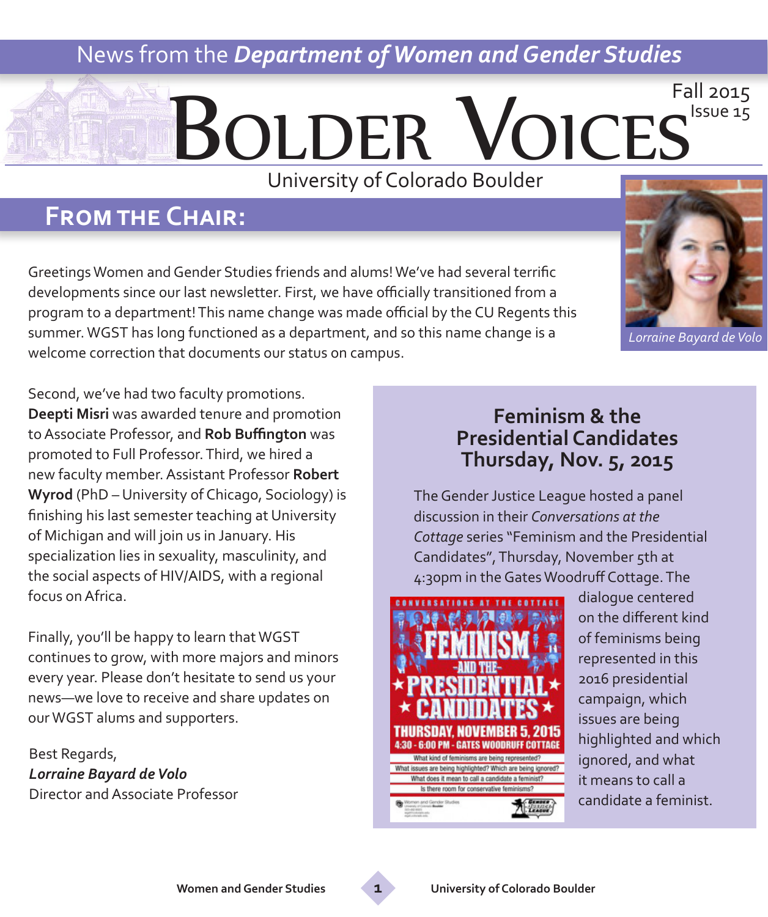News from the ***Department of Women and Gender Studies***

# Bolder Voices

Fall 2015
Issue 15

University of Colorado Boulder

## From the Chair:

*Lorraine Bayard de Volo*

Greetings Women and Gender Studies friends and alums! We've had several terrific developments since our last newsletter. First, we have officially transitioned from a program to a department! This name change was made official by the CU Regents this summer. WGST has long functioned as a department, and so this name change is a welcome correction that documents our status on campus.

Second, we've had two faculty promotions. **Deepti Misri** was awarded tenure and promotion to Associate Professor, and **Rob Buffington** was promoted to Full Professor. Third, we hired a new faculty member. Assistant Professor **Robert Wyrod** (PhD – University of Chicago, Sociology) is finishing his last semester teaching at University of Michigan and will join us in January. His specialization lies in sexuality, masculinity, and the social aspects of HIV/AIDS, with a regional focus on Africa.

Finally, you'll be happy to learn that WGST continues to grow, with more majors and minors every year. Please don't hesitate to send us your news—we love to receive and share updates on our WGST alums and supporters.

Best Regards,
***Lorraine Bayard de Volo***
Director and Associate Professor

### Feminism & the Presidential Candidates Thursday, Nov. 5, 2015

The Gender Justice League hosted a panel discussion in their *Conversations at the Cottage* series "Feminism and the Presidential Candidates", Thursday, November 5th at 4:30pm in the Gates Woodruff Cottage. The dialogue centered on the different kind of feminisms being represented in this 2016 presidential campaign, which issues are being highlighted and which ignored, and what it means to call a candidate a feminist.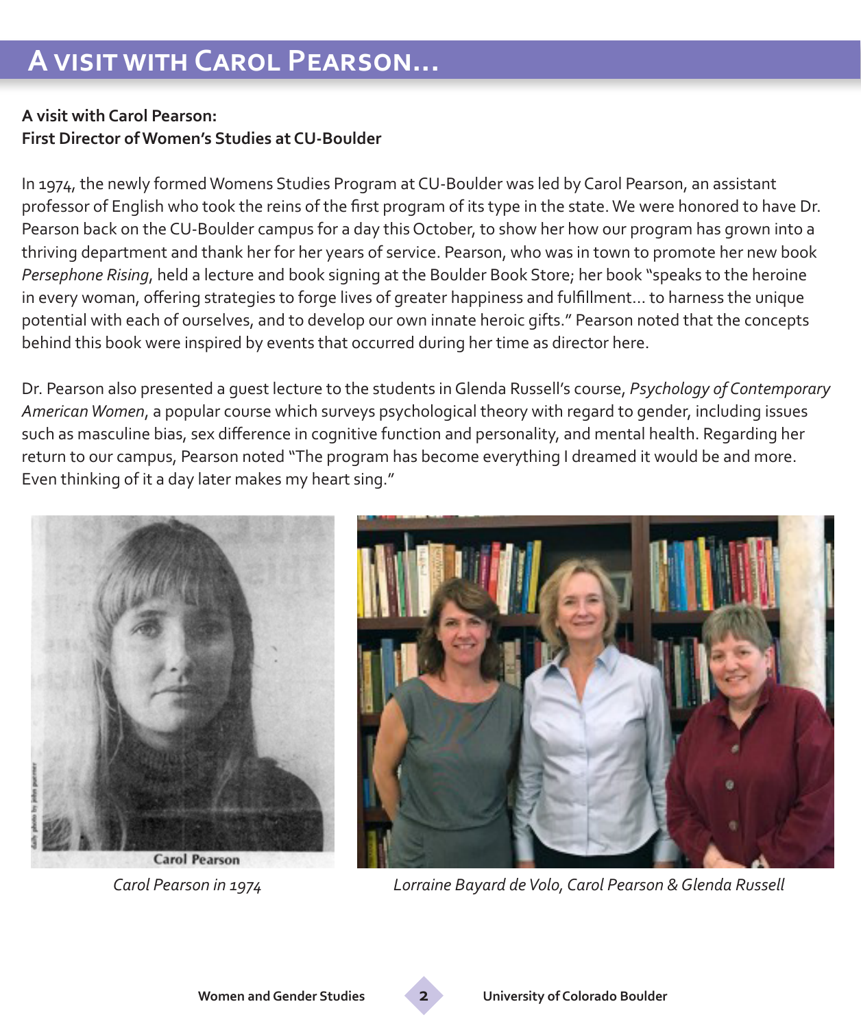# A visit with Carol Pearson...

**A visit with Carol Pearson:**
**First Director of Women's Studies at CU-Boulder**

In 1974, the newly formed Womens Studies Program at CU-Boulder was led by Carol Pearson, an assistant professor of English who took the reins of the first program of its type in the state. We were honored to have Dr. Pearson back on the CU-Boulder campus for a day this October, to show her how our program has grown into a thriving department and thank her for her years of service. Pearson, who was in town to promote her new book *Persephone Rising*, held a lecture and book signing at the Boulder Book Store; her book "speaks to the heroine in every woman, offering strategies to forge lives of greater happiness and fulfillment... to harness the unique potential with each of ourselves, and to develop our own innate heroic gifts." Pearson noted that the concepts behind this book were inspired by events that occurred during her time as director here.

Dr. Pearson also presented a guest lecture to the students in Glenda Russell's course, *Psychology of Contemporary American Women*, a popular course which surveys psychological theory with regard to gender, including issues such as masculine bias, sex difference in cognitive function and personality, and mental health. Regarding her return to our campus, Pearson noted "The program has become everything I dreamed it would be and more. Even thinking of it a day later makes my heart sing."

*Carol Pearson in 1974*

*Lorraine Bayard de Volo, Carol Pearson & Glenda Russell*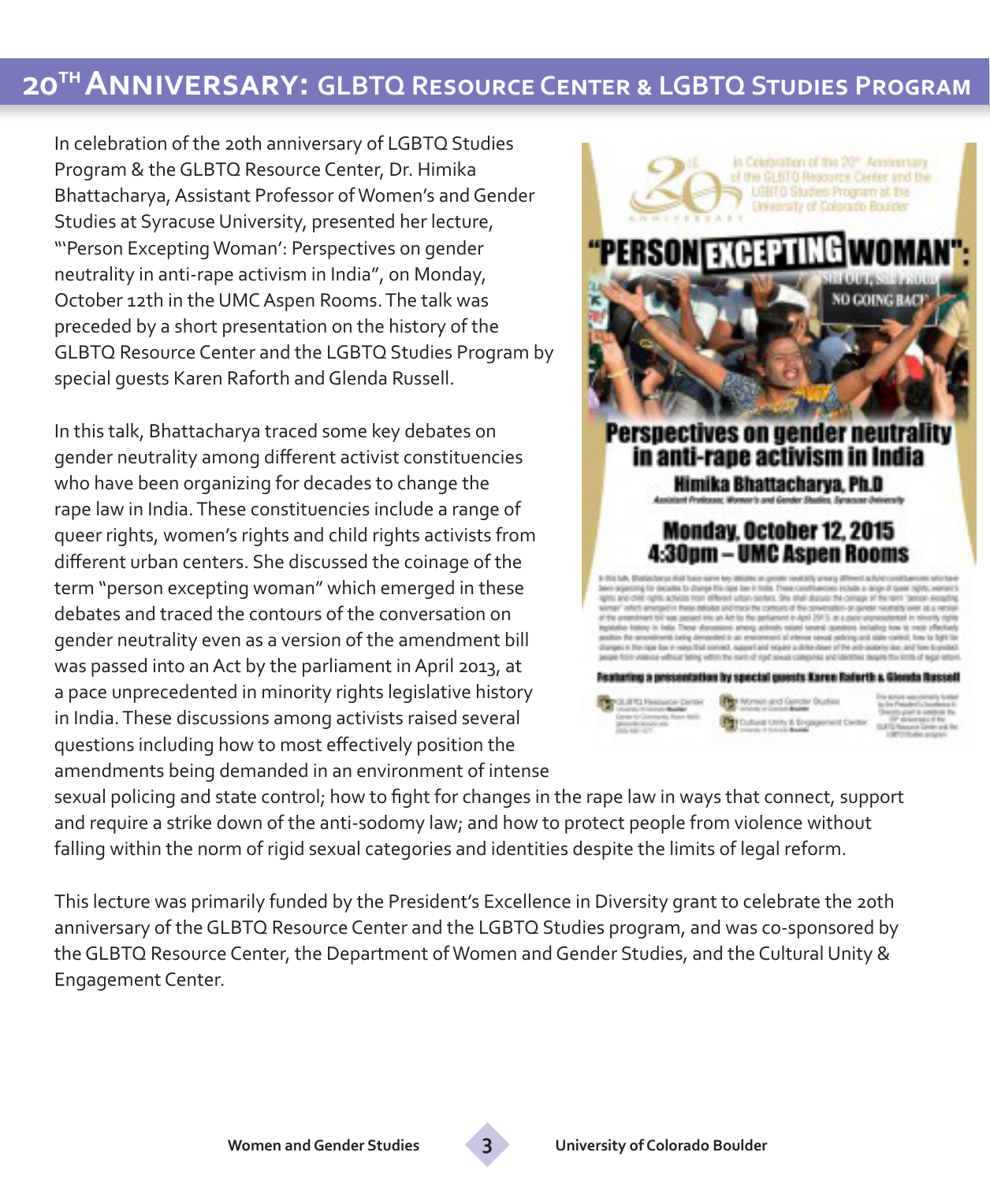# 20TH ANNIVERSARY: GLBTQ RESOURCE CENTER & LGBTQ STUDIES PROGRAM

In celebration of the 20th anniversary of LGBTQ Studies Program & the GLBTQ Resource Center, Dr. Himika Bhattacharya, Assistant Professor of Women's and Gender Studies at Syracuse University, presented her lecture, "'Person Excepting Woman': Perspectives on gender neutrality in anti-rape activism in India", on Monday, October 12th in the UMC Aspen Rooms. The talk was preceded by a short presentation on the history of the GLBTQ Resource Center and the LGBTQ Studies Program by special guests Karen Raforth and Glenda Russell.

In this talk, Bhattacharya traced some key debates on gender neutrality among different activist constituencies who have been organizing for decades to change the rape law in India. These constituencies include a range of queer rights, women's rights and child rights activists from different urban centers. She discussed the coinage of the term "person excepting woman" which emerged in these debates and traced the contours of the conversation on gender neutrality even as a version of the amendment bill was passed into an Act by the parliament in April 2013, at a pace unprecedented in minority rights legislative history in India. These discussions among activists raised several questions including how to most effectively position the amendments being demanded in an environment of intense sexual policing and state control; how to fight for changes in the rape law in ways that connect, support and require a strike down of the anti-sodomy law; and how to protect people from violence without falling within the norm of rigid sexual categories and identities despite the limits of legal reform.

This lecture was primarily funded by the President's Excellence in Diversity grant to celebrate the 20th anniversary of the GLBTQ Resource Center and the LGBTQ Studies program, and was co-sponsored by the GLBTQ Resource Center, the Department of Women and Gender Studies, and the Cultural Unity & Engagement Center.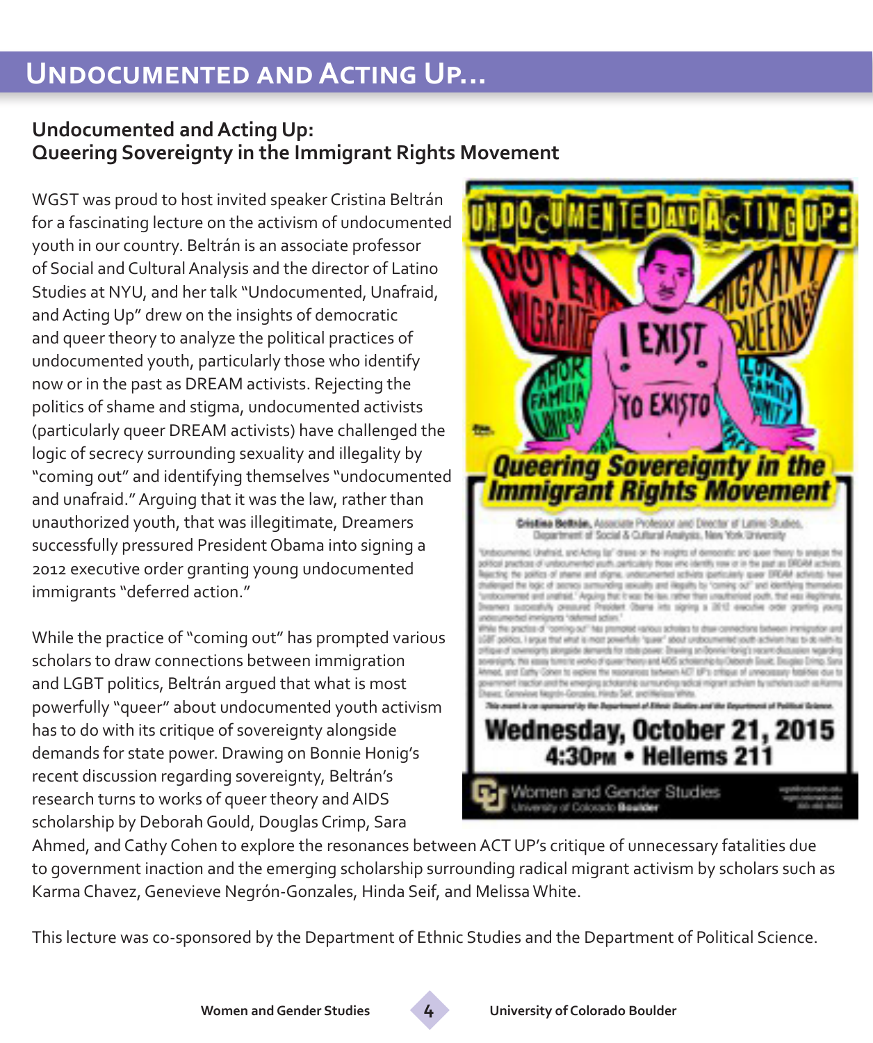# Undocumented and Acting Up...

## Undocumented and Acting Up:
## Queering Sovereignty in the Immigrant Rights Movement

WGST was proud to host invited speaker Cristina Beltrán for a fascinating lecture on the activism of undocumented youth in our country. Beltrán is an associate professor of Social and Cultural Analysis and the director of Latino Studies at NYU, and her talk "Undocumented, Unafraid, and Acting Up" drew on the insights of democratic and queer theory to analyze the political practices of undocumented youth, particularly those who identify now or in the past as DREAM activists. Rejecting the politics of shame and stigma, undocumented activists (particularly queer DREAM activists) have challenged the logic of secrecy surrounding sexuality and illegality by "coming out" and identifying themselves "undocumented and unafraid." Arguing that it was the law, rather than unauthorized youth, that was illegitimate, Dreamers successfully pressured President Obama into signing a 2012 executive order granting young undocumented immigrants "deferred action."

While the practice of "coming out" has prompted various scholars to draw connections between immigration and LGBT politics, Beltrán argued that what is most powerfully "queer" about undocumented youth activism has to do with its critique of sovereignty alongside demands for state power. Drawing on Bonnie Honig's recent discussion regarding sovereignty, Beltrán's research turns to works of queer theory and AIDS scholarship by Deborah Gould, Douglas Crimp, Sara Ahmed, and Cathy Cohen to explore the resonances between ACT UP's critique of unnecessary fatalities due to government inaction and the emerging scholarship surrounding radical migrant activism by scholars such as Karma Chavez, Genevieve Negrón-Gonzales, Hinda Seif, and Melissa White.

This lecture was co-sponsored by the Department of Ethnic Studies and the Department of Political Science.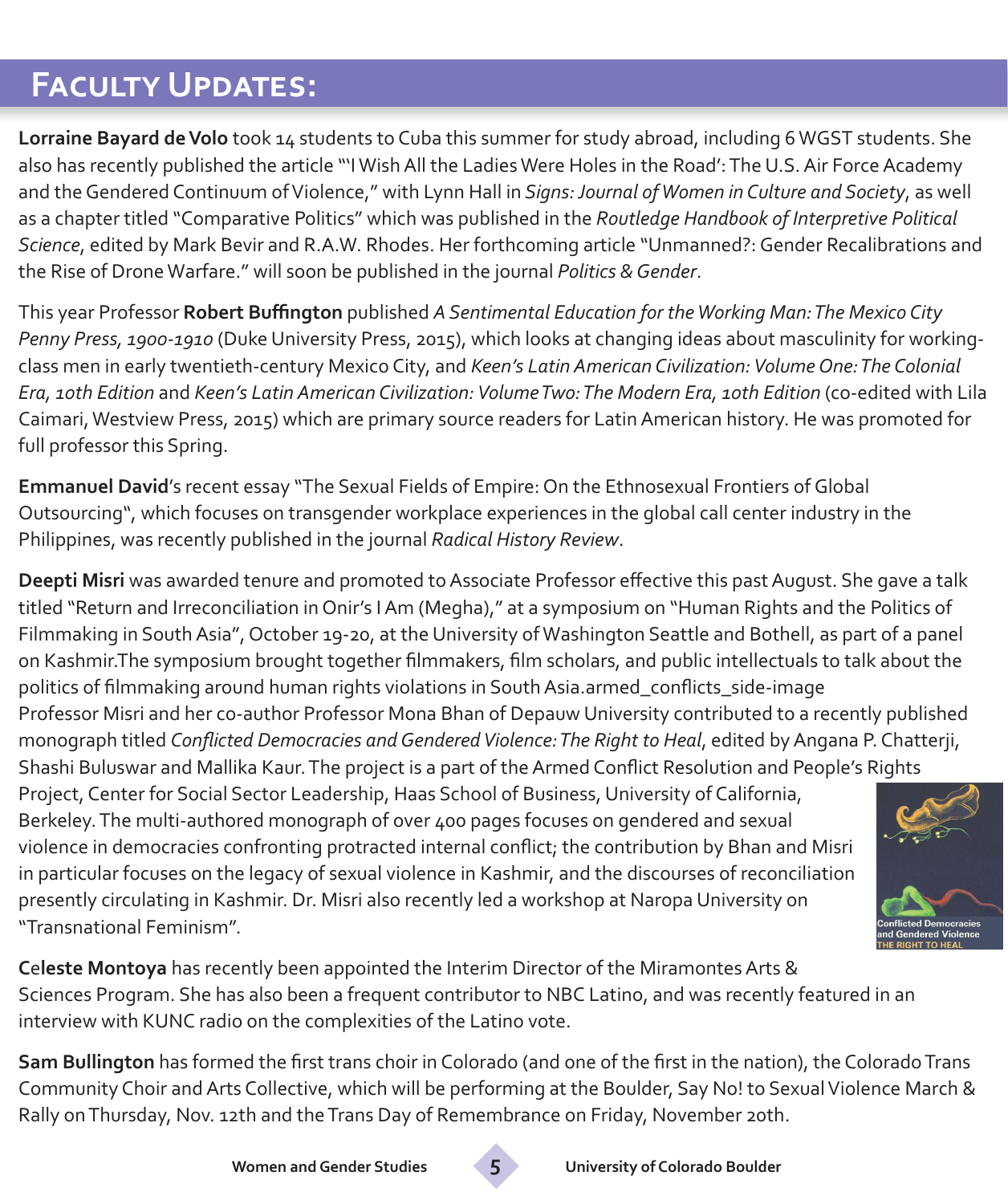# Faculty Updates:

**Lorraine Bayard de Volo** took 14 students to Cuba this summer for study abroad, including 6 WGST students. She also has recently published the article "'I Wish All the Ladies Were Holes in the Road': The U.S. Air Force Academy and the Gendered Continuum of Violence," with Lynn Hall in *Signs: Journal of Women in Culture and Society*, as well as a chapter titled "Comparative Politics" which was published in the *Routledge Handbook of Interpretive Political Science*, edited by Mark Bevir and R.A.W. Rhodes. Her forthcoming article "Unmanned?: Gender Recalibrations and the Rise of Drone Warfare." will soon be published in the journal *Politics & Gender*.

This year Professor **Robert Buffington** published *A Sentimental Education for the Working Man: The Mexico City Penny Press, 1900-1910* (Duke University Press, 2015), which looks at changing ideas about masculinity for working-class men in early twentieth-century Mexico City, and *Keen's Latin American Civilization: Volume One: The Colonial Era, 10th Edition* and *Keen's Latin American Civilization: Volume Two: The Modern Era, 10th Edition* (co-edited with Lila Caimari, Westview Press, 2015) which are primary source readers for Latin American history. He was promoted for full professor this Spring.

**Emmanuel David**'s recent essay "The Sexual Fields of Empire: On the Ethnosexual Frontiers of Global Outsourcing", which focuses on transgender workplace experiences in the global call center industry in the Philippines, was recently published in the journal *Radical History Review*.

**Deepti Misri** was awarded tenure and promoted to Associate Professor effective this past August. She gave a talk titled "Return and Irreconciliation in Onir's I Am (Megha)," at a symposium on "Human Rights and the Politics of Filmmaking in South Asia", October 19-20, at the University of Washington Seattle and Bothell, as part of a panel on Kashmir.The symposium brought together filmmakers, film scholars, and public intellectuals to talk about the politics of filmmaking around human rights violations in South Asia.armed_conflicts_side-image Professor Misri and her co-author Professor Mona Bhan of Depauw University contributed to a recently published monograph titled *Conflicted Democracies and Gendered Violence: The Right to Heal*, edited by Angana P. Chatterji, Shashi Buluswar and Mallika Kaur. The project is a part of the Armed Conflict Resolution and People's Rights Project, Center for Social Sector Leadership, Haas School of Business, University of California, Berkeley. The multi-authored monograph of over 400 pages focuses on gendered and sexual violence in democracies confronting protracted internal conflict; the contribution by Bhan and Misri in particular focuses on the legacy of sexual violence in Kashmir, and the discourses of reconciliation presently circulating in Kashmir. Dr. Misri also recently led a workshop at Naropa University on "Transnational Feminism".

**Celeste Montoya** has recently been appointed the Interim Director of the Miramontes Arts & Sciences Program. She has also been a frequent contributor to NBC Latino, and was recently featured in an interview with KUNC radio on the complexities of the Latino vote.

**Sam Bullington** has formed the first trans choir in Colorado (and one of the first in the nation), the Colorado Trans Community Choir and Arts Collective, which will be performing at the Boulder, Say No! to Sexual Violence March & Rally on Thursday, Nov. 12th and the Trans Day of Remembrance on Friday, November 20th.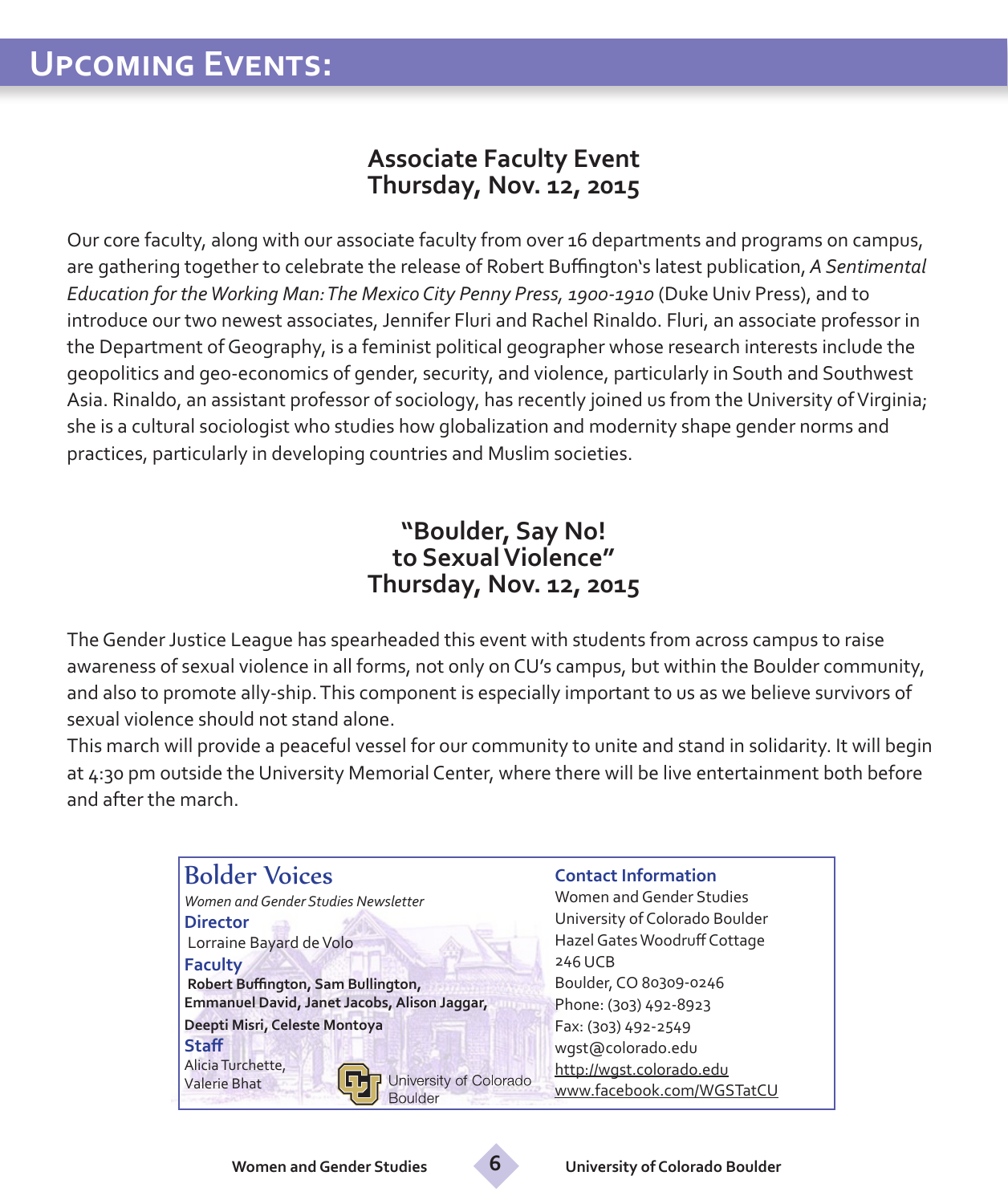# Upcoming Events:

## Associate Faculty Event
## Thursday, Nov. 12, 2015

Our core faculty, along with our associate faculty from over 16 departments and programs on campus, are gathering together to celebrate the release of Robert Buffington's latest publication, *A Sentimental Education for the Working Man: The Mexico City Penny Press, 1900-1910* (Duke Univ Press), and to introduce our two newest associates, Jennifer Fluri and Rachel Rinaldo. Fluri, an associate professor in the Department of Geography, is a feminist political geographer whose research interests include the geopolitics and geo-economics of gender, security, and violence, particularly in South and Southwest Asia. Rinaldo, an assistant professor of sociology, has recently joined us from the University of Virginia; she is a cultural sociologist who studies how globalization and modernity shape gender norms and practices, particularly in developing countries and Muslim societies.

## "Boulder, Say No! to Sexual Violence"
## Thursday, Nov. 12, 2015

The Gender Justice League has spearheaded this event with students from across campus to raise awareness of sexual violence in all forms, not only on CU's campus, but within the Boulder community, and also to promote ally-ship. This component is especially important to us as we believe survivors of sexual violence should not stand alone.

This march will provide a peaceful vessel for our community to unite and stand in solidarity. It will begin at 4:30 pm outside the University Memorial Center, where there will be live entertainment both before and after the march.

---

**Bolder Voices**

*Women and Gender Studies Newsletter*

**Director**

Lorraine Bayard de Volo

**Faculty**

**Robert Buffington, Sam Bullington, Emmanuel David, Janet Jacobs, Alison Jaggar, Deepti Misri, Celeste Montoya**

**Staff**

Alicia Turchette,
Valerie Bhat

University of Colorado Boulder

**Contact Information**

Women and Gender Studies
University of Colorado Boulder
Hazel Gates Woodruff Cottage
246 UCB
Boulder, CO 80309-0246
Phone: (303) 492-8923
Fax: (303) 492-2549
wgst@colorado.edu
http://wgst.colorado.edu
www.facebook.com/WGSTatCU